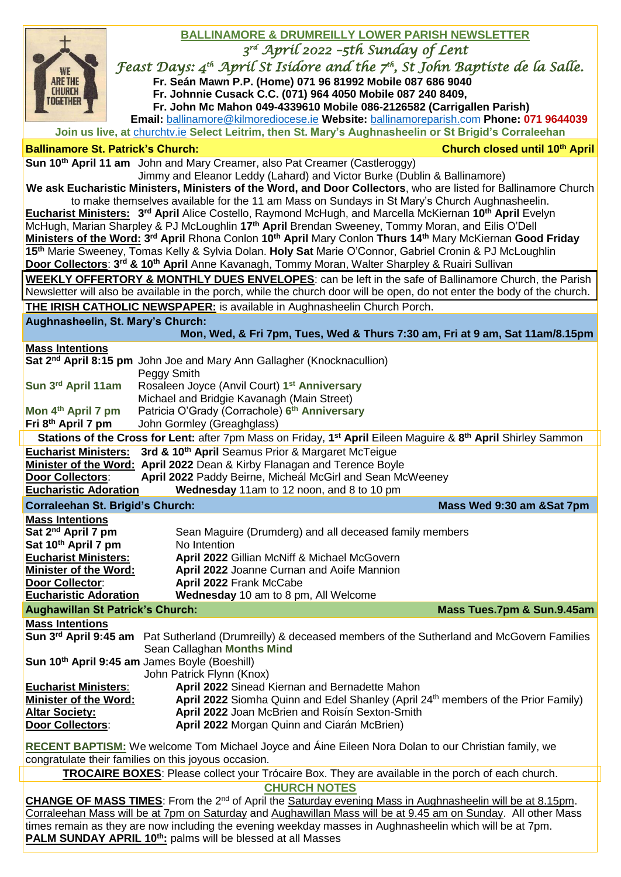# BALLINAMORE & DRUMREILLY LOWER PARISH NEWSLETTER

*3rd April 2022 –5th Sunday of Lent*

*Feast Days: 4th April St Isidore and the 7th, St John Baptiste de la Salle.*

**Fr. Seán Mawn P.P. (Home) 071 96 81992 Mobile 087 686 9040**
**Fr. Johnnie Cusack C.C. (071) 964 4050 Mobile 087 240 8409,**
**Fr. John Mc Mahon 049-4339610 Mobile 086-2126582 (Carrigallen Parish)**
**Email:** ballinamore@kilmorediocese.ie **Website:** ballinamoreparish.com **Phone: 071 9644039**

**Join us live, at** churchtv.ie **Select Leitrim, then St. Mary's Aughnasheelin or St Brigid's Corraleehan**

## Ballinamore St. Patrick's Church: Church closed until 10th April

**Sun 10th April 11 am** John and Mary Creamer, also Pat Creamer (Castleroggy)
Jimmy and Eleanor Leddy (Lahard) and Victor Burke (Dublin & Ballinamore)

**We ask Eucharistic Ministers, Ministers of the Word, and Door Collectors**, who are listed for Ballinamore Church to make themselves available for the 11 am Mass on Sundays in St Mary's Church Aughnasheelin.

**Eucharist Ministers: 3rd April** Alice Costello, Raymond McHugh, and Marcella McKiernan **10th April** Evelyn McHugh, Marian Sharpley & PJ McLoughlin **17th April** Brendan Sweeney, Tommy Moran, and Eilis O'Dell

**Ministers of the Word: 3rd April** Rhona Conlon **10th April** Mary Conlon **Thurs 14th** Mary McKiernan **Good Friday 15th** Marie Sweeney, Tomas Kelly & Sylvia Dolan. **Holy Sat** Marie O'Connor, Gabriel Cronin & PJ McLoughlin

**Door Collectors**: **3rd & 10th April** Anne Kavanagh, Tommy Moran, Walter Sharpley & Ruairi Sullivan

**WEEKLY OFFERTORY & MONTHLY DUES ENVELOPES**: can be left in the safe of Ballinamore Church, the Parish Newsletter will also be available in the porch, while the church door will be open, do not enter the body of the church.

**THE IRISH CATHOLIC NEWSPAPER:** is available in Aughnasheelin Church Porch.

## Aughnasheelin, St. Mary's Church:

**Mon, Wed, & Fri 7pm, Tues, Wed & Thurs 7:30 am, Fri at 9 am, Sat 11am/8.15pm**

**Mass Intentions**

**Sat 2nd April 8:15 pm** John Joe and Mary Ann Gallagher (Knocknacullion)
Peggy Smith

**Sun 3rd April 11am** Rosaleen Joyce (Anvil Court) **1st Anniversary**
Michael and Bridgie Kavanagh (Main Street)

**Mon 4th April 7 pm** Patricia O'Grady (Corrachole) **6th Anniversary**

**Fri 8th April 7 pm** John Gormley (Greaghglass)

**Stations of the Cross for Lent:** after 7pm Mass on Friday, **1st April** Eileen Maguire & **8th April** Shirley Sammon

**Eucharist Ministers:** **3rd & 10th April** Seamus Prior & Margaret McTeigue
**Minister of the Word:** **April 2022** Dean & Kirby Flanagan and Terence Boyle
**Door Collectors**: **April 2022** Paddy Beirne, Micheál McGirl and Sean McWeeney
**Eucharistic Adoration** **Wednesday** 11am to 12 noon, and 8 to 10 pm

## Corraleehan St. Brigid's Church: Mass Wed 9:30 am &Sat 7pm

**Mass Intentions**

**Sat 2nd April 7 pm** Sean Maguire (Drumderg) and all deceased family members
**Sat 10th April 7 pm** No Intention

**Eucharist Ministers:** **April 2022** Gillian McNiff & Michael McGovern
**Minister of the Word:** **April 2022** Joanne Curnan and Aoife Mannion
**Door Collector**: **April 2022** Frank McCabe
**Eucharistic Adoration** **Wednesday** 10 am to 8 pm, All Welcome

## Aughawillan St Patrick's Church: Mass Tues.7pm & Sun.9.45am

**Mass Intentions**

**Sun 3rd April 9:45 am** Pat Sutherland (Drumreilly) & deceased members of the Sutherland and McGovern Families
Sean Callaghan **Months Mind**

**Sun 10th April 9:45 am** James Boyle (Boeshill)
John Patrick Flynn (Knox)

**Eucharist Ministers**: **April 2022** Sinead Kiernan and Bernadette Mahon
**Minister of the Word:** **April 2022** Siomha Quinn and Edel Shanley (April 24th members of the Prior Family)
**Altar Society:** **April 2022** Joan McBrien and Roisín Sexton-Smith
**Door Collectors**: **April 2022** Morgan Quinn and Ciarán McBrien)

**RECENT BAPTISM:** We welcome Tom Michael Joyce and Áine Eileen Nora Dolan to our Christian family, we congratulate their families on this joyous occasion.

**TROCAIRE BOXES**: Please collect your Trócaire Box. They are available in the porch of each church.

## CHURCH NOTES

**CHANGE OF MASS TIMES**: From the 2nd of April the Saturday evening Mass in Aughnasheelin will be at 8.15pm. Corraleehan Mass will be at 7pm on Saturday and Aughawillan Mass will be at 9.45 am on Sunday. All other Mass times remain as they are now including the evening weekday masses in Aughnasheelin which will be at 7pm.

**PALM SUNDAY APRIL 10th:** palms will be blessed at all Masses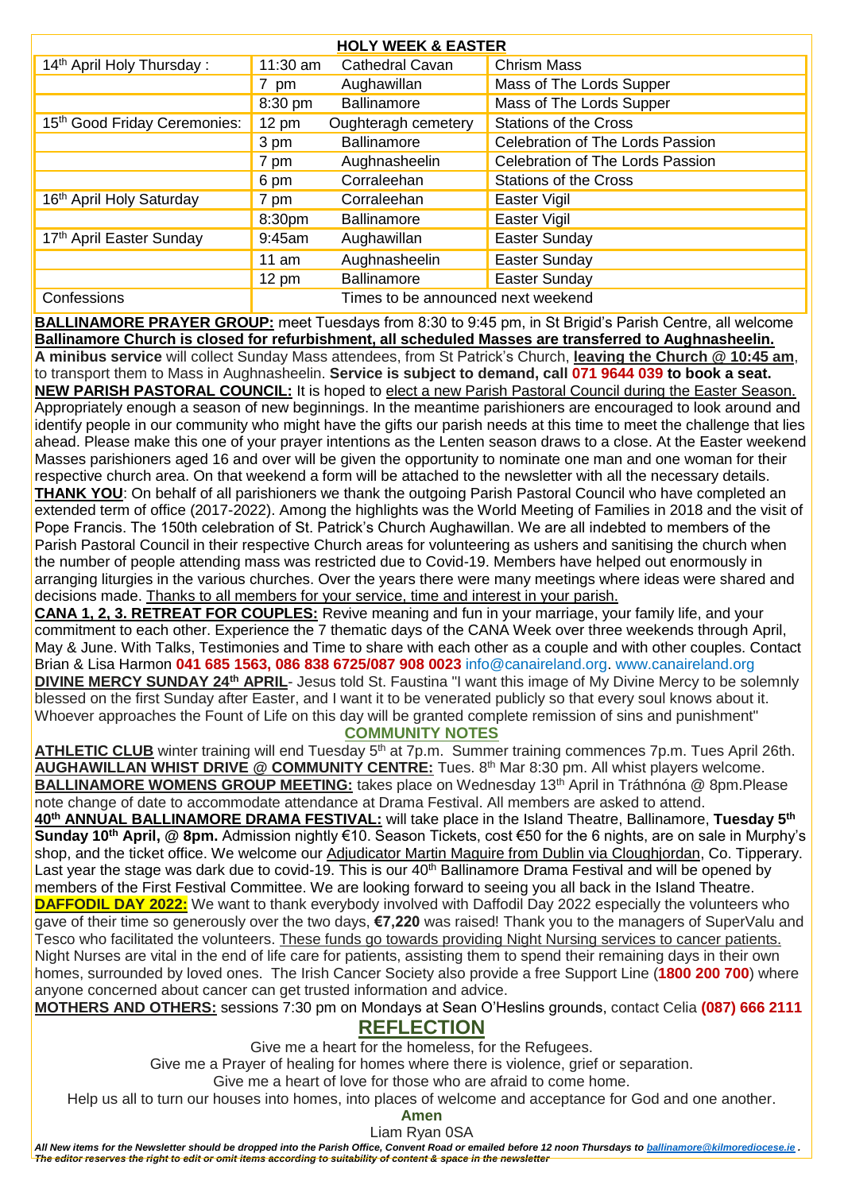## HOLY WEEK & EASTER

| | | | |
|---|---|---|---|
| 14th April Holy Thursday : | 11:30 am | Cathedral Cavan | Chrism Mass |
| | 7 pm | Aughawillan | Mass of The Lords Supper |
| | 8:30 pm | Ballinamore | Mass of The Lords Supper |
| 15th Good Friday Ceremonies: | 12 pm | Oughteragh cemetery | Stations of the Cross |
| | 3 pm | Ballinamore | Celebration of The Lords Passion |
| | 7 pm | Aughnasheelin | Celebration of The Lords Passion |
| | 6 pm | Corraleehan | Stations of the Cross |
| 16th April Holy Saturday | 7 pm | Corraleehan | Easter Vigil |
| | 8:30pm | Ballinamore | Easter Vigil |
| 17th April Easter Sunday | 9:45am | Aughawillan | Easter Sunday |
| | 11 am | Aughnasheelin | Easter Sunday |
| | 12 pm | Ballinamore | Easter Sunday |
| Confessions | Times to be announced next weekend | | |

**BALLINAMORE PRAYER GROUP:** meet Tuesdays from 8:30 to 9:45 pm, in St Brigid's Parish Centre, all welcome
**Ballinamore Church is closed for refurbishment, all scheduled Masses are transferred to Aughnasheelin.**
**A minibus service** will collect Sunday Mass attendees, from St Patrick's Church, **leaving the Church @ 10:45 am**, to transport them to Mass in Aughnasheelin. **Service is subject to demand, call 071 9644 039 to book a seat.**
**NEW PARISH PASTORAL COUNCIL:** It is hoped to elect a new Parish Pastoral Council during the Easter Season. Appropriately enough a season of new beginnings. In the meantime parishioners are encouraged to look around and identify people in our community who might have the gifts our parish needs at this time to meet the challenge that lies ahead. Please make this one of your prayer intentions as the Lenten season draws to a close. At the Easter weekend Masses parishioners aged 16 and over will be given the opportunity to nominate one man and one woman for their respective church area. On that weekend a form will be attached to the newsletter with all the necessary details.
**THANK YOU**: On behalf of all parishioners we thank the outgoing Parish Pastoral Council who have completed an extended term of office (2017-2022). Among the highlights was the World Meeting of Families in 2018 and the visit of Pope Francis. The 150th celebration of St. Patrick's Church Aughawillan. We are all indebted to members of the Parish Pastoral Council in their respective Church areas for volunteering as ushers and sanitising the church when the number of people attending mass was restricted due to Covid-19. Members have helped out enormously in arranging liturgies in the various churches. Over the years there were many meetings where ideas were shared and decisions made. Thanks to all members for your service, time and interest in your parish.
**CANA 1, 2, 3. RETREAT FOR COUPLES:** Revive meaning and fun in your marriage, your family life, and your commitment to each other. Experience the 7 thematic days of the CANA Week over three weekends through April, May & June. With Talks, Testimonies and Time to share with each other as a couple and with other couples. Contact Brian & Lisa Harmon **041 685 1563, 086 838 6725/087 908 0023** info@canaireland.org. www.canaireland.org
**DIVINE MERCY SUNDAY 24th APRIL**- Jesus told St. Faustina "I want this image of My Divine Mercy to be solemnly blessed on the first Sunday after Easter, and I want it to be venerated publicly so that every soul knows about it. Whoever approaches the Fount of Life on this day will be granted complete remission of sins and punishment"

## COMMUNITY NOTES

**ATHLETIC CLUB** winter training will end Tuesday 5th at 7p.m. Summer training commences 7p.m. Tues April 26th.
**AUGHAWILLAN WHIST DRIVE @ COMMUNITY CENTRE:** Tues. 8th Mar 8:30 pm. All whist players welcome.
**BALLINAMORE WOMENS GROUP MEETING:** takes place on Wednesday 13th April in Tráthnóna @ 8pm.Please note change of date to accommodate attendance at Drama Festival. All members are asked to attend.
**40th ANNUAL BALLINAMORE DRAMA FESTIVAL:** will take place in the Island Theatre, Ballinamore, **Tuesday 5th Sunday 10th April, @ 8pm.** Admission nightly €10. Season Tickets, cost €50 for the 6 nights, are on sale in Murphy's shop, and the ticket office. We welcome our Adjudicator Martin Maguire from Dublin via Cloughjordan, Co. Tipperary. Last year the stage was dark due to covid-19. This is our 40th Ballinamore Drama Festival and will be opened by members of the First Festival Committee. We are looking forward to seeing you all back in the Island Theatre.
**DAFFODIL DAY 2022:** We want to thank everybody involved with Daffodil Day 2022 especially the volunteers who gave of their time so generously over the two days, **€7,220** was raised! Thank you to the managers of SuperValu and Tesco who facilitated the volunteers. These funds go towards providing Night Nursing services to cancer patients. Night Nurses are vital in the end of life care for patients, assisting them to spend their remaining days in their own homes, surrounded by loved ones. The Irish Cancer Society also provide a free Support Line (**1800 200 700**) where anyone concerned about cancer can get trusted information and advice.
**MOTHERS AND OTHERS:** sessions 7:30 pm on Mondays at Sean O'Heslins grounds, contact Celia **(087) 666 2111**

## REFLECTION

Give me a heart for the homeless, for the Refugees.
Give me a Prayer of healing for homes where there is violence, grief or separation.
Give me a heart of love for those who are afraid to come home.
Help us all to turn our houses into homes, into places of welcome and acceptance for God and one another.
**Amen**
Liam Ryan 0SA

***All New items for the Newsletter should be dropped into the Parish Office, Convent Road or emailed before 12 noon Thursdays to ballinamore@kilmorediocese.ie . The editor reserves the right to edit or omit items according to suitability of content & space in the newsletter***